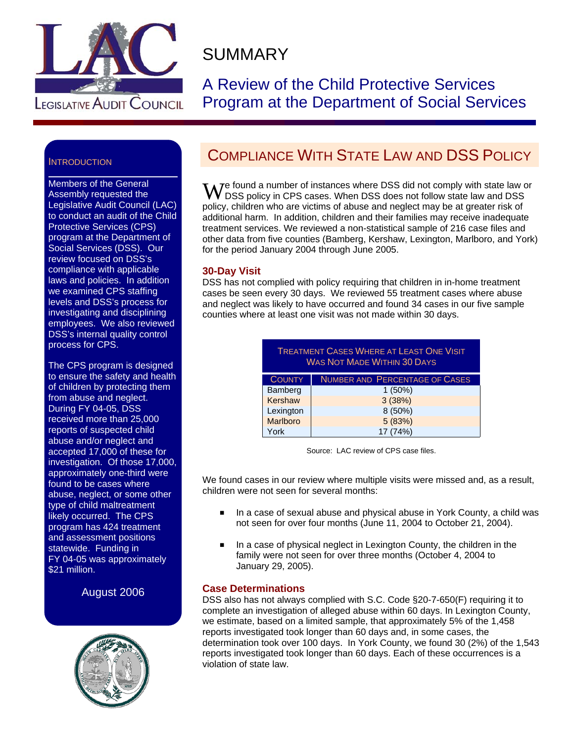# SUMMARY

## A Review of the Child Protective Services Program at the Department of Social Services

### INTRODUCTION

Members of the General Assembly requested the Legislative Audit Council (LAC) to conduct an audit of the Child Protective Services (CPS) program at the Department of Social Services (DSS). Our review focused on DSS's compliance with applicable laws and policies. In addition we examined CPS staffing levels and DSS's process for investigating and disciplining employees. We also reviewed DSS's internal quality control process for CPS.

The CPS program is designed to ensure the safety and health of children by protecting them from abuse and neglect. During FY 04-05, DSS received more than 25,000 reports of suspected child abuse and/or neglect and accepted 17,000 of these for investigation. Of those 17,000, approximately one-third were found to be cases where abuse, neglect, or some other type of child maltreatment likely occurred. The CPS program has 424 treatment and assessment positions statewide. Funding in FY 04-05 was approximately $21 million.

August 2006

## COMPLIANCE WITH STATE LAW AND DSS POLICY

We found a number of instances where DSS did not comply with state law or DSS policy in CPS cases. When DSS does not follow state law and DSS policy, children who are victims of abuse and neglect may be at greater risk of additional harm. In addition, children and their families may receive inadequate treatment services. We reviewed a non-statistical sample of 216 case files and other data from five counties (Bamberg, Kershaw, Lexington, Marlboro, and York) for the period January 2004 through June 2005.

### 30-Day Visit

DSS has not complied with policy requiring that children in in-home treatment cases be seen every 30 days. We reviewed 55 treatment cases where abuse and neglect was likely to have occurred and found 34 cases in our five sample counties where at least one visit was not made within 30 days.

**Treatment Cases Where at Least One Visit Was Not Made Within 30 Days**

| County | Number and Percentage of Cases |
|---|---|
| Bamberg | 1 (50%) |
| Kershaw | 3 (38%) |
| Lexington | 8 (50%) |
| Marlboro | 5 (83%) |
| York | 17 (74%) |

Source: LAC review of CPS case files.

We found cases in our review where multiple visits were missed and, as a result, children were not seen for several months:

- In a case of sexual abuse and physical abuse in York County, a child was not seen for over four months (June 11, 2004 to October 21, 2004).
- In a case of physical neglect in Lexington County, the children in the family were not seen for over three months (October 4, 2004 to January 29, 2005).

### Case Determinations

DSS also has not always complied with S.C. Code §20-7-650(F) requiring it to complete an investigation of alleged abuse within 60 days. In Lexington County, we estimate, based on a limited sample, that approximately 5% of the 1,458 reports investigated took longer than 60 days and, in some cases, the determination took over 100 days. In York County, we found 30 (2%) of the 1,543 reports investigated took longer than 60 days. Each of these occurrences is a violation of state law.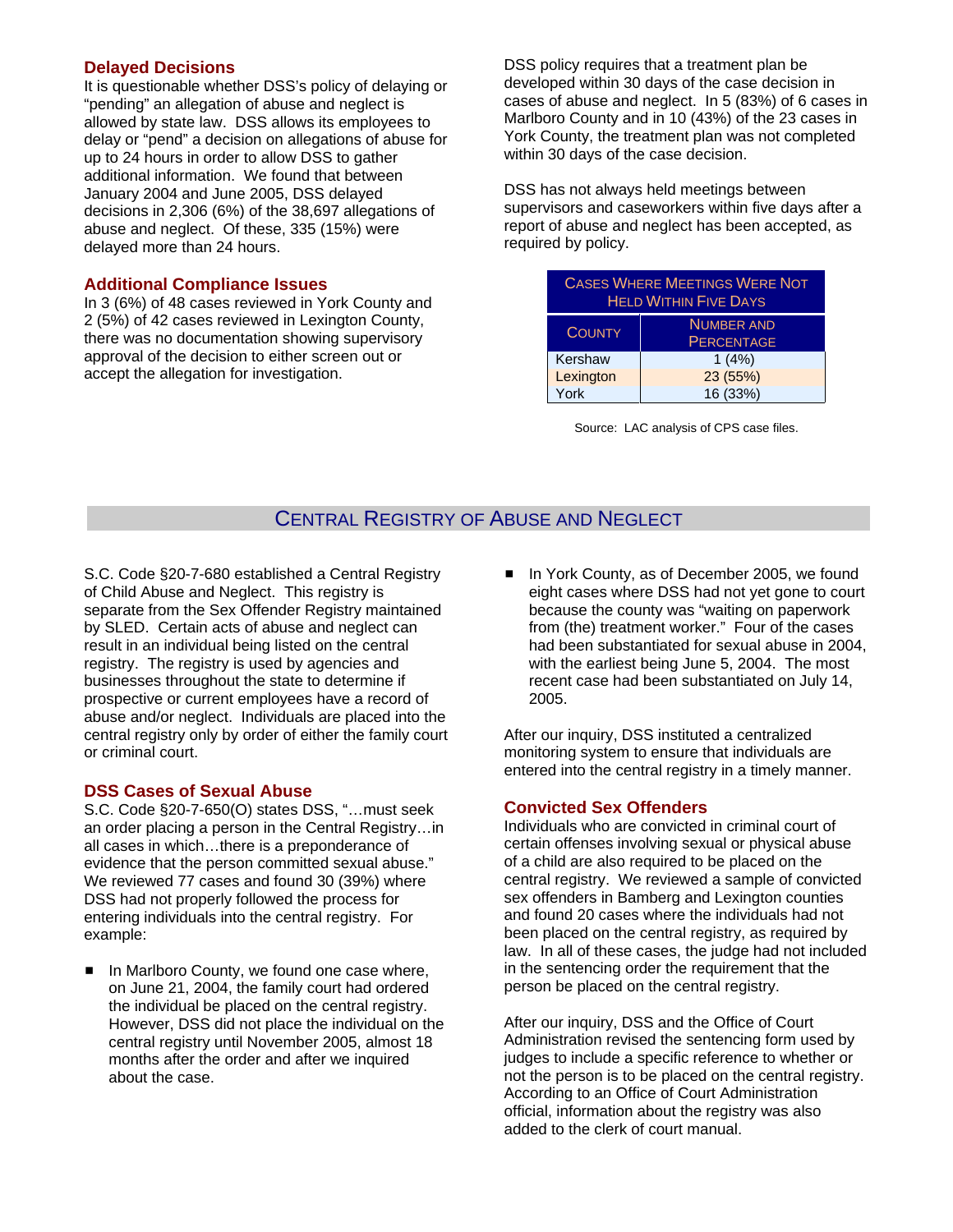### Delayed Decisions

It is questionable whether DSS's policy of delaying or "pending" an allegation of abuse and neglect is allowed by state law. DSS allows its employees to delay or "pend" a decision on allegations of abuse for up to 24 hours in order to allow DSS to gather additional information. We found that between January 2004 and June 2005, DSS delayed decisions in 2,306 (6%) of the 38,697 allegations of abuse and neglect. Of these, 335 (15%) were delayed more than 24 hours.

### Additional Compliance Issues

In 3 (6%) of 48 cases reviewed in York County and 2 (5%) of 42 cases reviewed in Lexington County, there was no documentation showing supervisory approval of the decision to either screen out or accept the allegation for investigation.

DSS policy requires that a treatment plan be developed within 30 days of the case decision in cases of abuse and neglect. In 5 (83%) of 6 cases in Marlboro County and in 10 (43%) of the 23 cases in York County, the treatment plan was not completed within 30 days of the case decision.

DSS has not always held meetings between supervisors and caseworkers within five days after a report of abuse and neglect has been accepted, as required by policy.

**Cases Where Meetings Were Not Held Within Five Days**

| County | Number and Percentage |
|---|---|
| Kershaw | 1 (4%) |
| Lexington | 23 (55%) |
| York | 16 (33%) |

Source: LAC analysis of CPS case files.

## Central Registry of Abuse and Neglect

S.C. Code §20-7-680 established a Central Registry of Child Abuse and Neglect. This registry is separate from the Sex Offender Registry maintained by SLED. Certain acts of abuse and neglect can result in an individual being listed on the central registry. The registry is used by agencies and businesses throughout the state to determine if prospective or current employees have a record of abuse and/or neglect. Individuals are placed into the central registry only by order of either the family court or criminal court.

### DSS Cases of Sexual Abuse

S.C. Code §20-7-650(O) states DSS, "…must seek an order placing a person in the Central Registry…in all cases in which…there is a preponderance of evidence that the person committed sexual abuse." We reviewed 77 cases and found 30 (39%) where DSS had not properly followed the process for entering individuals into the central registry. For example:

- In Marlboro County, we found one case where, on June 21, 2004, the family court had ordered the individual be placed on the central registry. However, DSS did not place the individual on the central registry until November 2005, almost 18 months after the order and after we inquired about the case.
- In York County, as of December 2005, we found eight cases where DSS had not yet gone to court because the county was "waiting on paperwork from (the) treatment worker." Four of the cases had been substantiated for sexual abuse in 2004, with the earliest being June 5, 2004. The most recent case had been substantiated on July 14, 2005.

After our inquiry, DSS instituted a centralized monitoring system to ensure that individuals are entered into the central registry in a timely manner.

### Convicted Sex Offenders

Individuals who are convicted in criminal court of certain offenses involving sexual or physical abuse of a child are also required to be placed on the central registry. We reviewed a sample of convicted sex offenders in Bamberg and Lexington counties and found 20 cases where the individuals had not been placed on the central registry, as required by law. In all of these cases, the judge had not included in the sentencing order the requirement that the person be placed on the central registry.

After our inquiry, DSS and the Office of Court Administration revised the sentencing form used by judges to include a specific reference to whether or not the person is to be placed on the central registry. According to an Office of Court Administration official, information about the registry was also added to the clerk of court manual.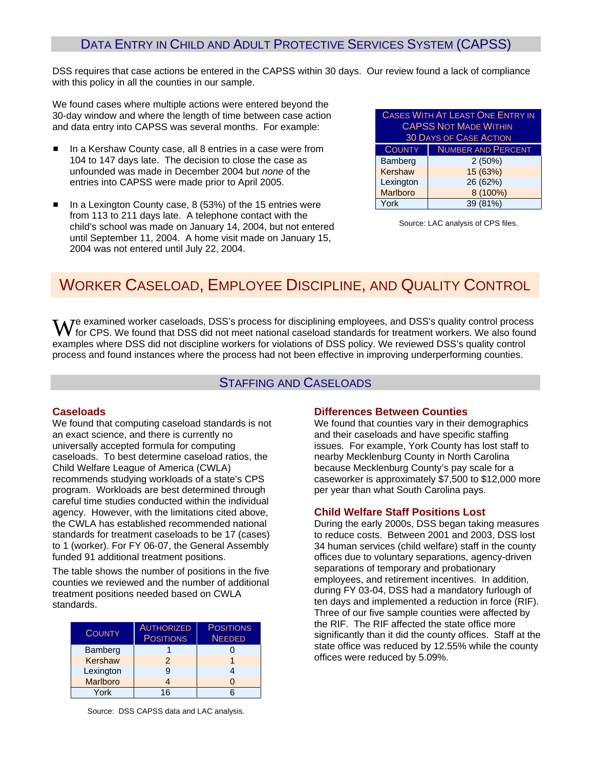## Data Entry in Child and Adult Protective Services System (CAPSS)

DSS requires that case actions be entered in the CAPSS within 30 days. Our review found a lack of compliance with this policy in all the counties in our sample.

We found cases where multiple actions were entered beyond the 30-day window and where the length of time between case action and data entry into CAPSS was several months. For example:

- In a Kershaw County case, all 8 entries in a case were from 104 to 147 days late. The decision to close the case as unfounded was made in December 2004 but *none* of the entries into CAPSS were made prior to April 2005.
- In a Lexington County case, 8 (53%) of the 15 entries were from 113 to 211 days late. A telephone contact with the child's school was made on January 14, 2004, but not entered until September 11, 2004. A home visit made on January 15, 2004 was not entered until July 22, 2004.

**Cases With at Least One Entry in CAPSS Not Made Within 30 Days of Case Action**

| County | Number and Percent |
|---|---|
| Bamberg | 2 (50%) |
| Kershaw | 15 (63%) |
| Lexington | 26 (62%) |
| Marlboro | 8 (100%) |
| York | 39 (81%) |

Source: LAC analysis of CPS files.

# Worker Caseload, Employee Discipline, and Quality Control

We examined worker caseloads, DSS's process for disciplining employees, and DSS's quality control process for CPS. We found that DSS did not meet national caseload standards for treatment workers. We also found examples where DSS did not discipline workers for violations of DSS policy. We reviewed DSS's quality control process and found instances where the process had not been effective in improving underperforming counties.

## Staffing and Caseloads

### Caseloads

We found that computing caseload standards is not an exact science, and there is currently no universally accepted formula for computing caseloads. To best determine caseload ratios, the Child Welfare League of America (CWLA) recommends studying workloads of a state's CPS program. Workloads are best determined through careful time studies conducted within the individual agency. However, with the limitations cited above, the CWLA has established recommended national standards for treatment caseloads to be 17 (cases) to 1 (worker). For FY 06-07, the General Assembly funded 91 additional treatment positions.

The table shows the number of positions in the five counties we reviewed and the number of additional treatment positions needed based on CWLA standards.

| County | Authorized Positions | Positions Needed |
|---|---|---|
| Bamberg | 1 | 0 |
| Kershaw | 2 | 1 |
| Lexington | 9 | 4 |
| Marlboro | 4 | 0 |
| York | 16 | 6 |

Source: DSS CAPSS data and LAC analysis.

### Differences Between Counties

We found that counties vary in their demographics and their caseloads and have specific staffing issues. For example, York County has lost staff to nearby Mecklenburg County in North Carolina because Mecklenburg County's pay scale for a caseworker is approximately $7,500 to $12,000 more per year than what South Carolina pays.

### Child Welfare Staff Positions Lost

During the early 2000s, DSS began taking measures to reduce costs. Between 2001 and 2003, DSS lost 34 human services (child welfare) staff in the county offices due to voluntary separations, agency-driven separations of temporary and probationary employees, and retirement incentives. In addition, during FY 03-04, DSS had a mandatory furlough of ten days and implemented a reduction in force (RIF). Three of our five sample counties were affected by the RIF. The RIF affected the state office more significantly than it did the county offices. Staff at the state office was reduced by 12.55% while the county offices were reduced by 5.09%.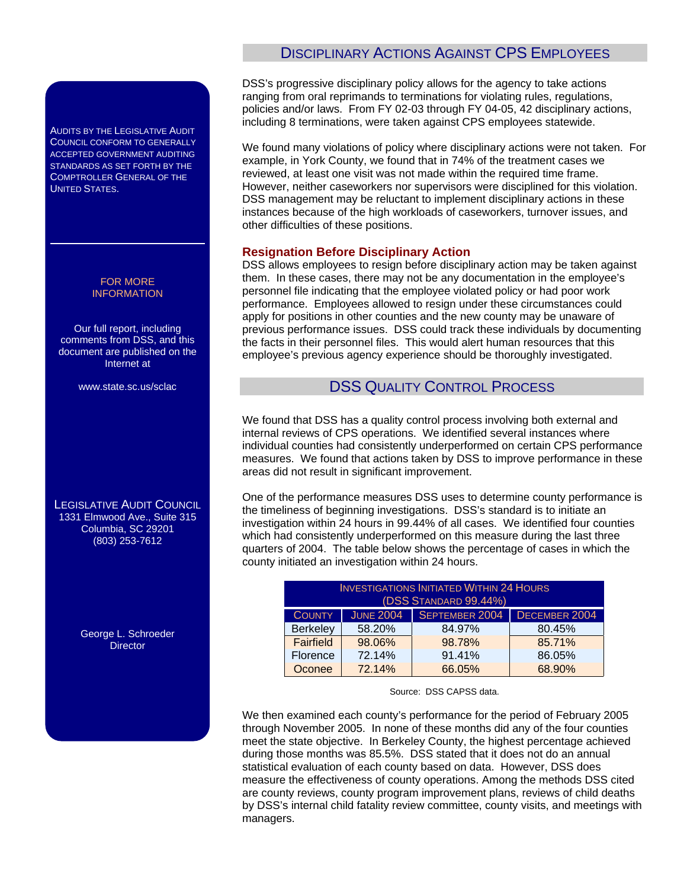Audits by the Legislative Audit Council conform to generally accepted government auditing standards as set forth by the Comptroller General of the United States.

FOR MORE INFORMATION

Our full report, including comments from DSS, and this document are published on the Internet at

www.state.sc.us/sclac

LEGISLATIVE AUDIT COUNCIL
1331 Elmwood Ave., Suite 315
Columbia, SC 29201
(803) 253-7612

George L. Schroeder
Director

## Disciplinary Actions Against CPS Employees

DSS's progressive disciplinary policy allows for the agency to take actions ranging from oral reprimands to terminations for violating rules, regulations, policies and/or laws. From FY 02-03 through FY 04-05, 42 disciplinary actions, including 8 terminations, were taken against CPS employees statewide.

We found many violations of policy where disciplinary actions were not taken. For example, in York County, we found that in 74% of the treatment cases we reviewed, at least one visit was not made within the required time frame. However, neither caseworkers nor supervisors were disciplined for this violation. DSS management may be reluctant to implement disciplinary actions in these instances because of the high workloads of caseworkers, turnover issues, and other difficulties of these positions.

### Resignation Before Disciplinary Action

DSS allows employees to resign before disciplinary action may be taken against them. In these cases, there may not be any documentation in the employee's personnel file indicating that the employee violated policy or had poor work performance. Employees allowed to resign under these circumstances could apply for positions in other counties and the new county may be unaware of previous performance issues. DSS could track these individuals by documenting the facts in their personnel files. This would alert human resources that this employee's previous agency experience should be thoroughly investigated.

## DSS Quality Control Process

We found that DSS has a quality control process involving both external and internal reviews of CPS operations. We identified several instances where individual counties had consistently underperformed on certain CPS performance measures. We found that actions taken by DSS to improve performance in these areas did not result in significant improvement.

One of the performance measures DSS uses to determine county performance is the timeliness of beginning investigations. DSS's standard is to initiate an investigation within 24 hours in 99.44% of all cases. We identified four counties which had consistently underperformed on this measure during the last three quarters of 2004. The table below shows the percentage of cases in which the county initiated an investigation within 24 hours.

Investigations Initiated Within 24 Hours (DSS Standard 99.44%)

| County | June 2004 | September 2004 | December 2004 |
|---|---|---|---|
| Berkeley | 58.20% | 84.97% | 80.45% |
| Fairfield | 98.06% | 98.78% | 85.71% |
| Florence | 72.14% | 91.41% | 86.05% |
| Oconee | 72.14% | 66.05% | 68.90% |

Source: DSS CAPSS data.

We then examined each county's performance for the period of February 2005 through November 2005. In none of these months did any of the four counties meet the state objective. In Berkeley County, the highest percentage achieved during those months was 85.5%. DSS stated that it does not do an annual statistical evaluation of each county based on data. However, DSS does measure the effectiveness of county operations. Among the methods DSS cited are county reviews, county program improvement plans, reviews of child deaths by DSS's internal child fatality review committee, county visits, and meetings with managers.